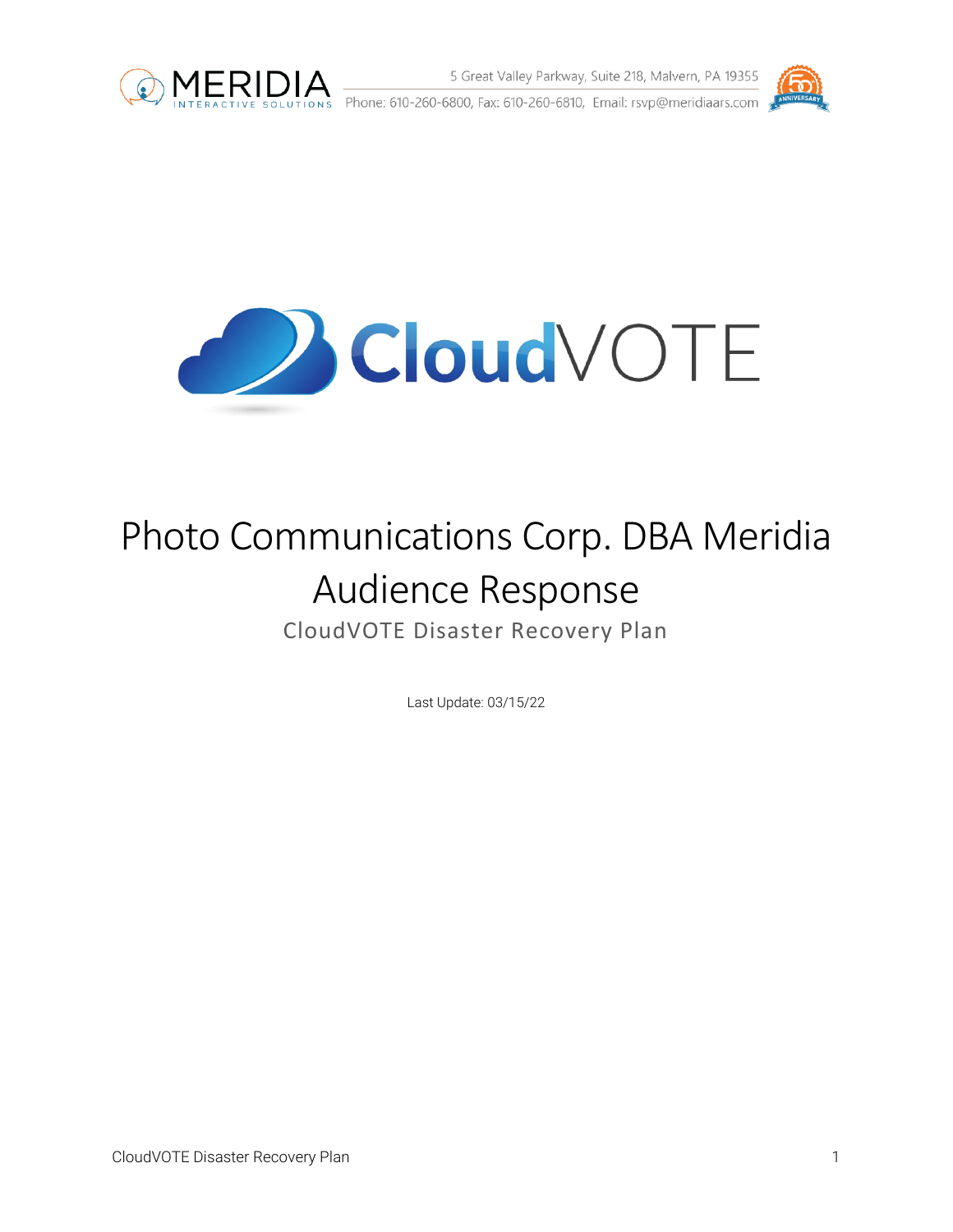MERIDIA INTERACTIVE SOLUTIONS

5 Great Valley Parkway, Suite 218, Malvern, PA 19355

Phone: 610-260-6800, Fax: 610-260-6810, Email: rsvp@meridiaars.com

CloudVOTE

# Photo Communications Corp. DBA Meridia Audience Response

## CloudVOTE Disaster Recovery Plan

Last Update: 03/15/22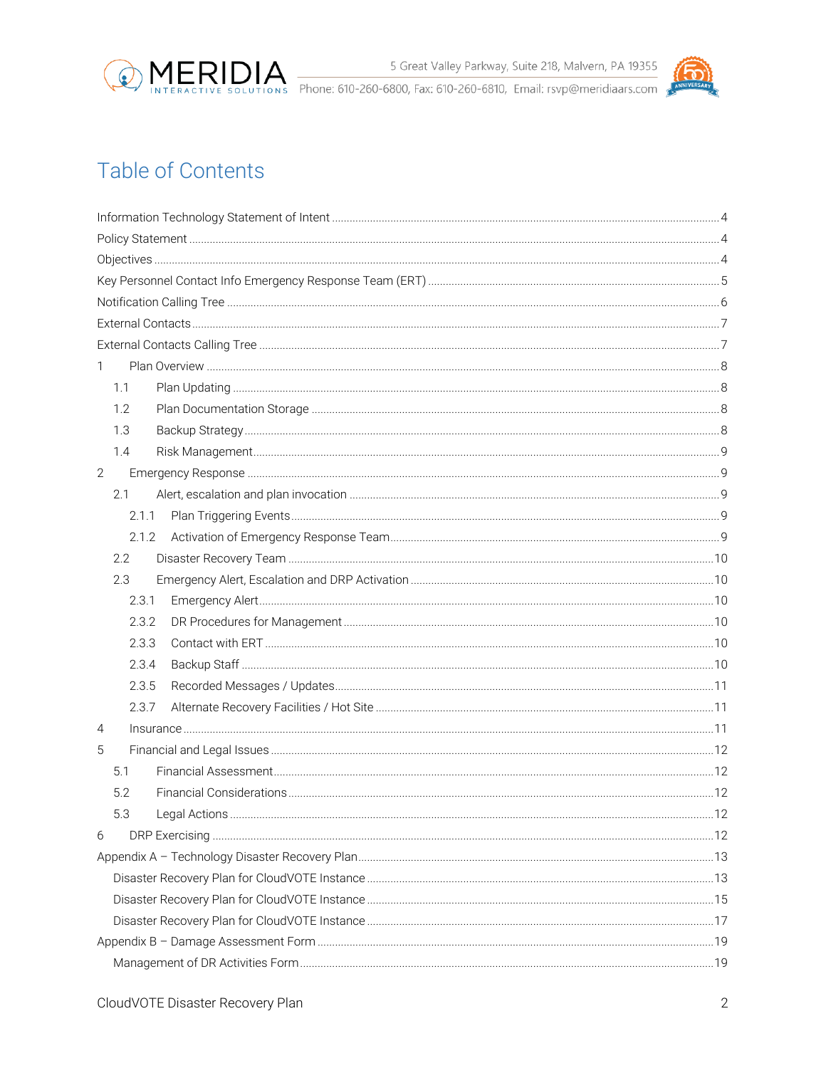# Table of Contents

Information Technology Statement of Intent ..... 4
Policy Statement ..... 4
Objectives ..... 4
Key Personnel Contact Info Emergency Response Team (ERT) ..... 5
Notification Calling Tree ..... 6
External Contacts ..... 7
External Contacts Calling Tree ..... 7
1 Plan Overview ..... 8
- 1.1 Plan Updating ..... 8
- 1.2 Plan Documentation Storage ..... 8
- 1.3 Backup Strategy ..... 8
- 1.4 Risk Management ..... 9

2 Emergency Response ..... 9
- 2.1 Alert, escalation and plan invocation ..... 9
  - 2.1.1 Plan Triggering Events ..... 9
  - 2.1.2 Activation of Emergency Response Team ..... 9
- 2.2 Disaster Recovery Team ..... 10
- 2.3 Emergency Alert, Escalation and DRP Activation ..... 10
  - 2.3.1 Emergency Alert ..... 10
  - 2.3.2 DR Procedures for Management ..... 10
  - 2.3.3 Contact with ERT ..... 10
  - 2.3.4 Backup Staff ..... 10
  - 2.3.5 Recorded Messages / Updates ..... 11
  - 2.3.7 Alternate Recovery Facilities / Hot Site ..... 11

4 Insurance ..... 11
5 Financial and Legal Issues ..... 12
- 5.1 Financial Assessment ..... 12
- 5.2 Financial Considerations ..... 12
- 5.3 Legal Actions ..... 12

6 DRP Exercising ..... 12
Appendix A – Technology Disaster Recovery Plan ..... 13
- Disaster Recovery Plan for CloudVOTE Instance ..... 13
- Disaster Recovery Plan for CloudVOTE Instance ..... 15
- Disaster Recovery Plan for CloudVOTE Instance ..... 17

Appendix B – Damage Assessment Form ..... 19
- Management of DR Activities Form ..... 19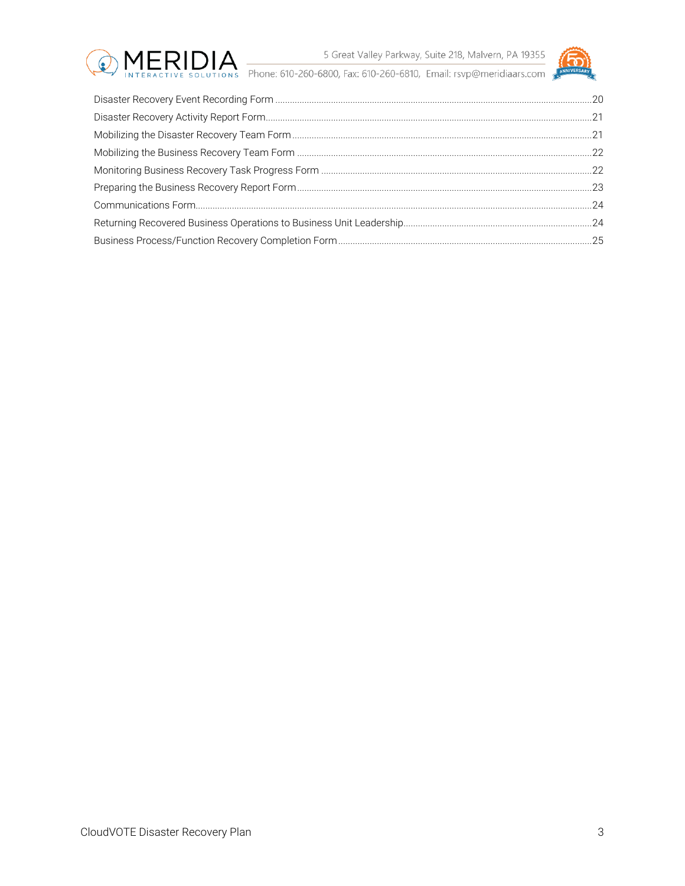Disaster Recovery Event Recording Form .......... 20
Disaster Recovery Activity Report Form .......... 21
Mobilizing the Disaster Recovery Team Form .......... 21
Mobilizing the Business Recovery Team Form .......... 22
Monitoring Business Recovery Task Progress Form .......... 22
Preparing the Business Recovery Report Form .......... 23
Communications Form .......... 24
Returning Recovered Business Operations to Business Unit Leadership .......... 24
Business Process/Function Recovery Completion Form .......... 25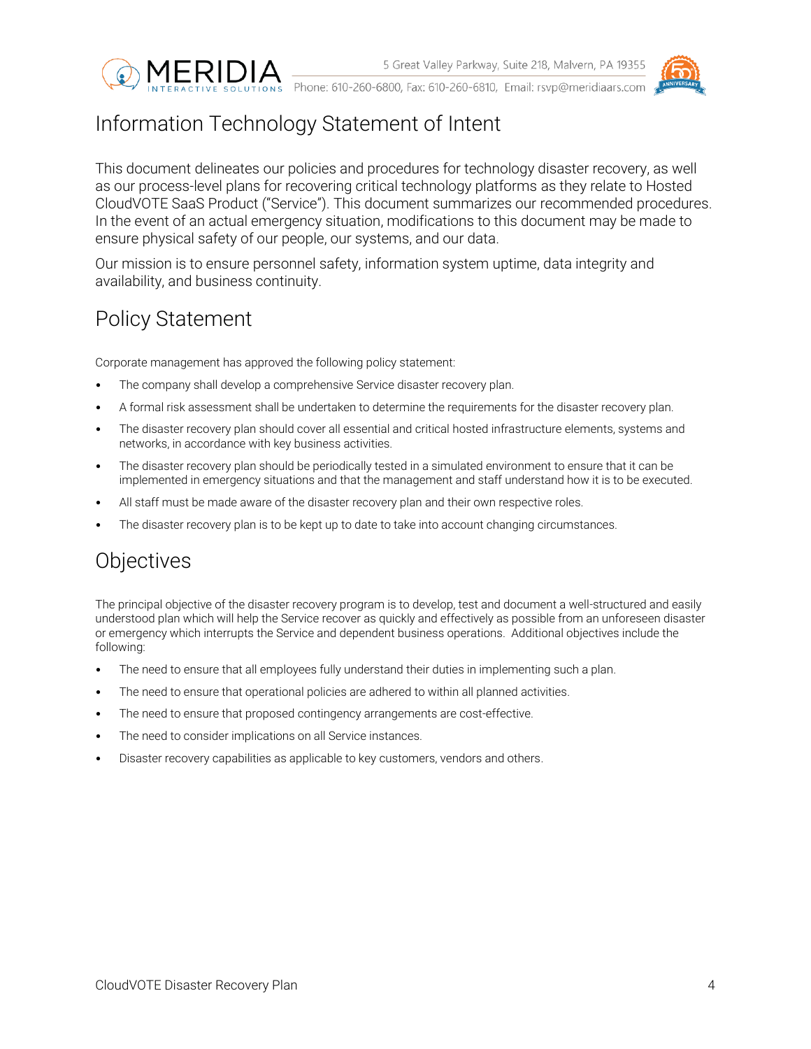## Information Technology Statement of Intent

This document delineates our policies and procedures for technology disaster recovery, as well as our process-level plans for recovering critical technology platforms as they relate to Hosted CloudVOTE SaaS Product ("Service"). This document summarizes our recommended procedures. In the event of an actual emergency situation, modifications to this document may be made to ensure physical safety of our people, our systems, and our data.

Our mission is to ensure personnel safety, information system uptime, data integrity and availability, and business continuity.

## Policy Statement

Corporate management has approved the following policy statement:

- The company shall develop a comprehensive Service disaster recovery plan.
- A formal risk assessment shall be undertaken to determine the requirements for the disaster recovery plan.
- The disaster recovery plan should cover all essential and critical hosted infrastructure elements, systems and networks, in accordance with key business activities.
- The disaster recovery plan should be periodically tested in a simulated environment to ensure that it can be implemented in emergency situations and that the management and staff understand how it is to be executed.
- All staff must be made aware of the disaster recovery plan and their own respective roles.
- The disaster recovery plan is to be kept up to date to take into account changing circumstances.

## Objectives

The principal objective of the disaster recovery program is to develop, test and document a well-structured and easily understood plan which will help the Service recover as quickly and effectively as possible from an unforeseen disaster or emergency which interrupts the Service and dependent business operations. Additional objectives include the following:

- The need to ensure that all employees fully understand their duties in implementing such a plan.
- The need to ensure that operational policies are adhered to within all planned activities.
- The need to ensure that proposed contingency arrangements are cost-effective.
- The need to consider implications on all Service instances.
- Disaster recovery capabilities as applicable to key customers, vendors and others.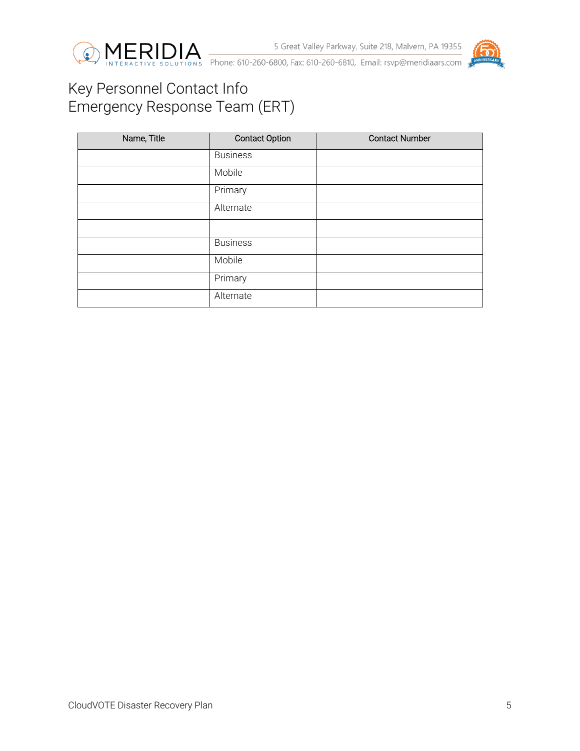# Key Personnel Contact Info
# Emergency Response Team (ERT)

| Name, Title | Contact Option | Contact Number |
|---|---|---|
| | Business | |
| | Mobile | |
| | Primary | |
| | Alternate | |
| | | |
| | Business | |
| | Mobile | |
| | Primary | |
| | Alternate | |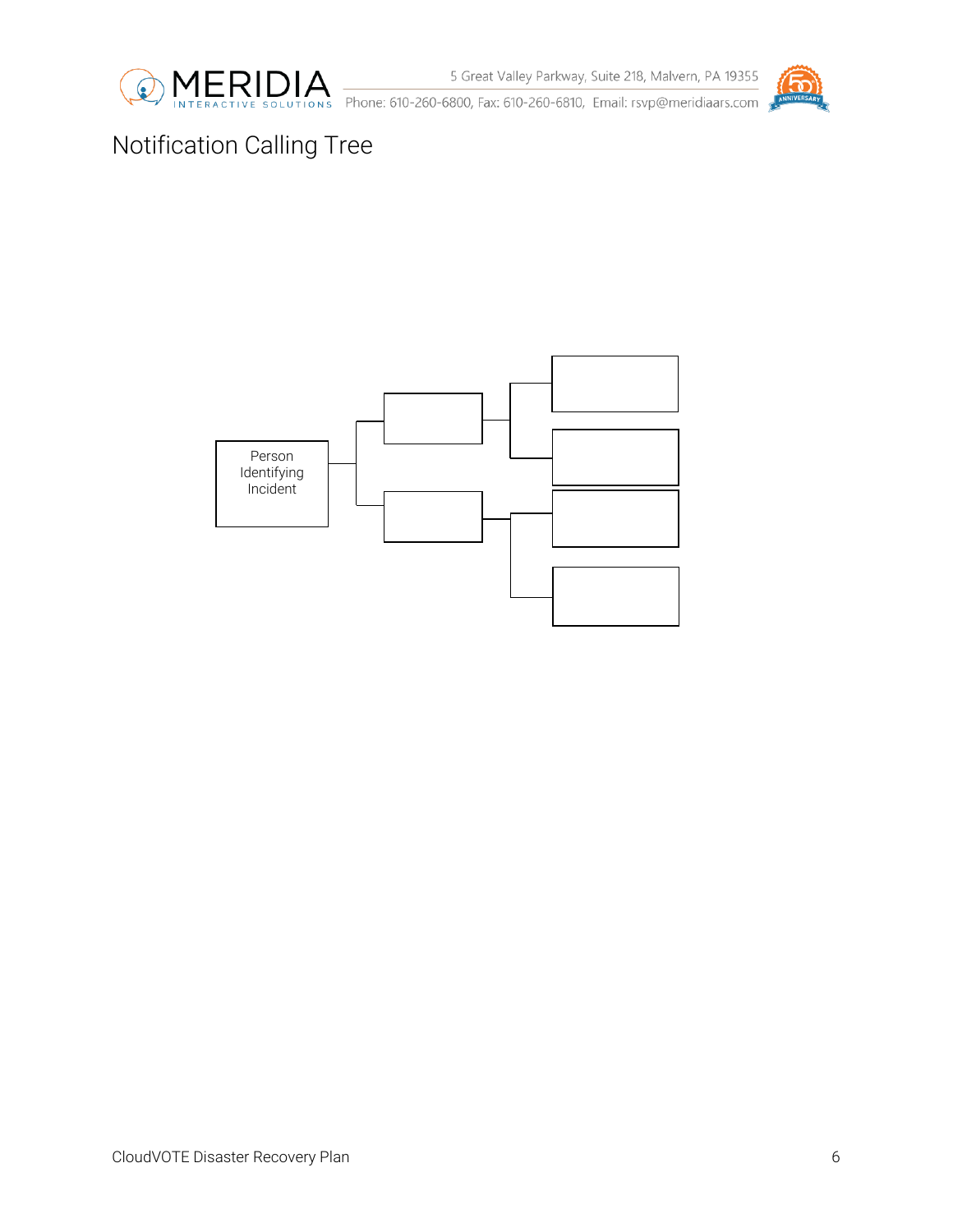# Notification Calling Tree

Person Identifying Incident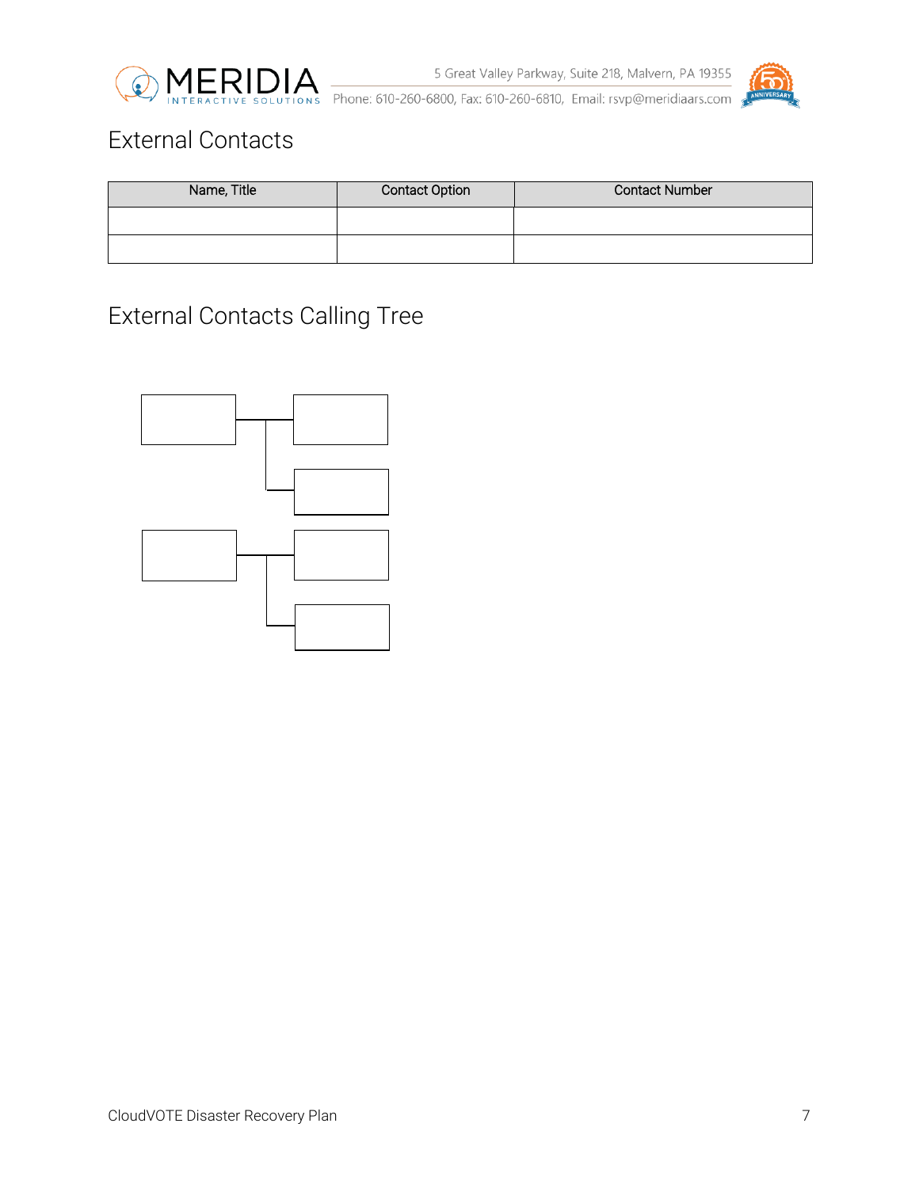## External Contacts

| Name, Title | Contact Option | Contact Number |
|---|---|---|
| | | |
| | | |

## External Contacts Calling Tree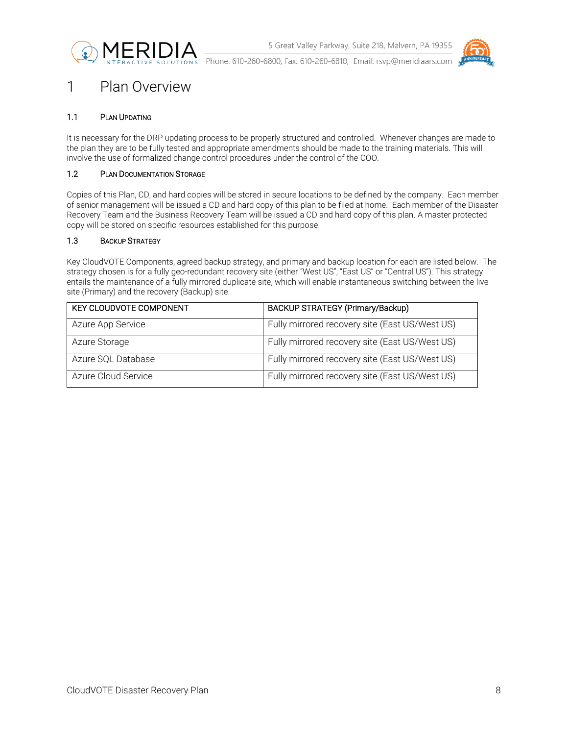# 1 Plan Overview

## 1.1 Plan Updating

It is necessary for the DRP updating process to be properly structured and controlled. Whenever changes are made to the plan they are to be fully tested and appropriate amendments should be made to the training materials. This will involve the use of formalized change control procedures under the control of the COO.

## 1.2 Plan Documentation Storage

Copies of this Plan, CD, and hard copies will be stored in secure locations to be defined by the company. Each member of senior management will be issued a CD and hard copy of this plan to be filed at home. Each member of the Disaster Recovery Team and the Business Recovery Team will be issued a CD and hard copy of this plan. A master protected copy will be stored on specific resources established for this purpose.

## 1.3 Backup Strategy

Key CloudVOTE Components, agreed backup strategy, and primary and backup location for each are listed below. The strategy chosen is for a fully geo-redundant recovery site (either "West US", "East US" or "Central US"). This strategy entails the maintenance of a fully mirrored duplicate site, which will enable instantaneous switching between the live site (Primary) and the recovery (Backup) site.

| KEY CLOUDVOTE COMPONENT | BACKUP STRATEGY (Primary/Backup) |
|---|---|
| Azure App Service | Fully mirrored recovery site (East US/West US) |
| Azure Storage | Fully mirrored recovery site (East US/West US) |
| Azure SQL Database | Fully mirrored recovery site (East US/West US) |
| Azure Cloud Service | Fully mirrored recovery site (East US/West US) |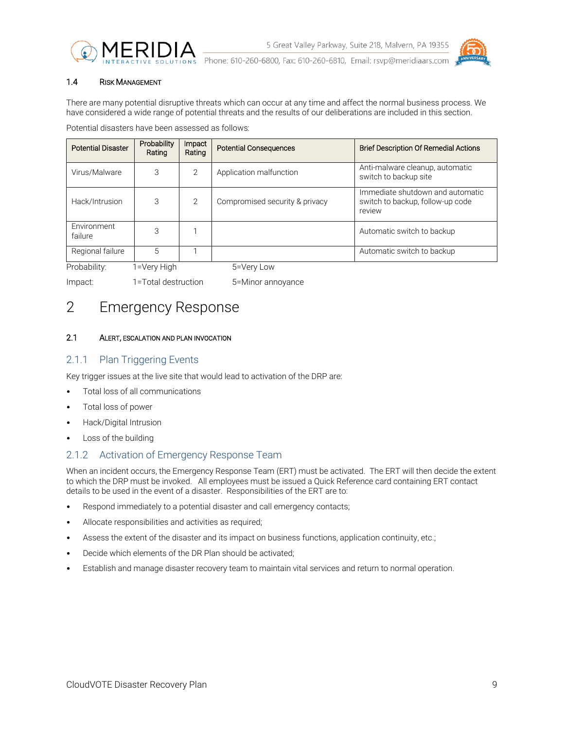### 1.4 Risk Management

There are many potential disruptive threats which can occur at any time and affect the normal business process. We have considered a wide range of potential threats and the results of our deliberations are included in this section.

Potential disasters have been assessed as follows:

| Potential Disaster | Probability Rating | Impact Rating | Potential Consequences | Brief Description Of Remedial Actions |
|---|---|---|---|---|
| Virus/Malware | 3 | 2 | Application malfunction | Anti-malware cleanup, automatic switch to backup site |
| Hack/Intrusion | 3 | 2 | Compromised security & privacy | Immediate shutdown and automatic switch to backup, follow-up code review |
| Environment failure | 3 | 1 | | Automatic switch to backup |
| Regional failure | 5 | 1 | | Automatic switch to backup |

Probability: 1=Very High 5=Very Low

Impact: 1=Total destruction 5=Minor annoyance

# 2 Emergency Response

### 2.1 Alert, Escalation and Plan Invocation

#### 2.1.1 Plan Triggering Events

Key trigger issues at the live site that would lead to activation of the DRP are:

- Total loss of all communications
- Total loss of power
- Hack/Digital Intrusion
- Loss of the building

#### 2.1.2 Activation of Emergency Response Team

When an incident occurs, the Emergency Response Team (ERT) must be activated. The ERT will then decide the extent to which the DRP must be invoked. All employees must be issued a Quick Reference card containing ERT contact details to be used in the event of a disaster. Responsibilities of the ERT are to:

- Respond immediately to a potential disaster and call emergency contacts;
- Allocate responsibilities and activities as required;
- Assess the extent of the disaster and its impact on business functions, application continuity, etc.;
- Decide which elements of the DR Plan should be activated;
- Establish and manage disaster recovery team to maintain vital services and return to normal operation.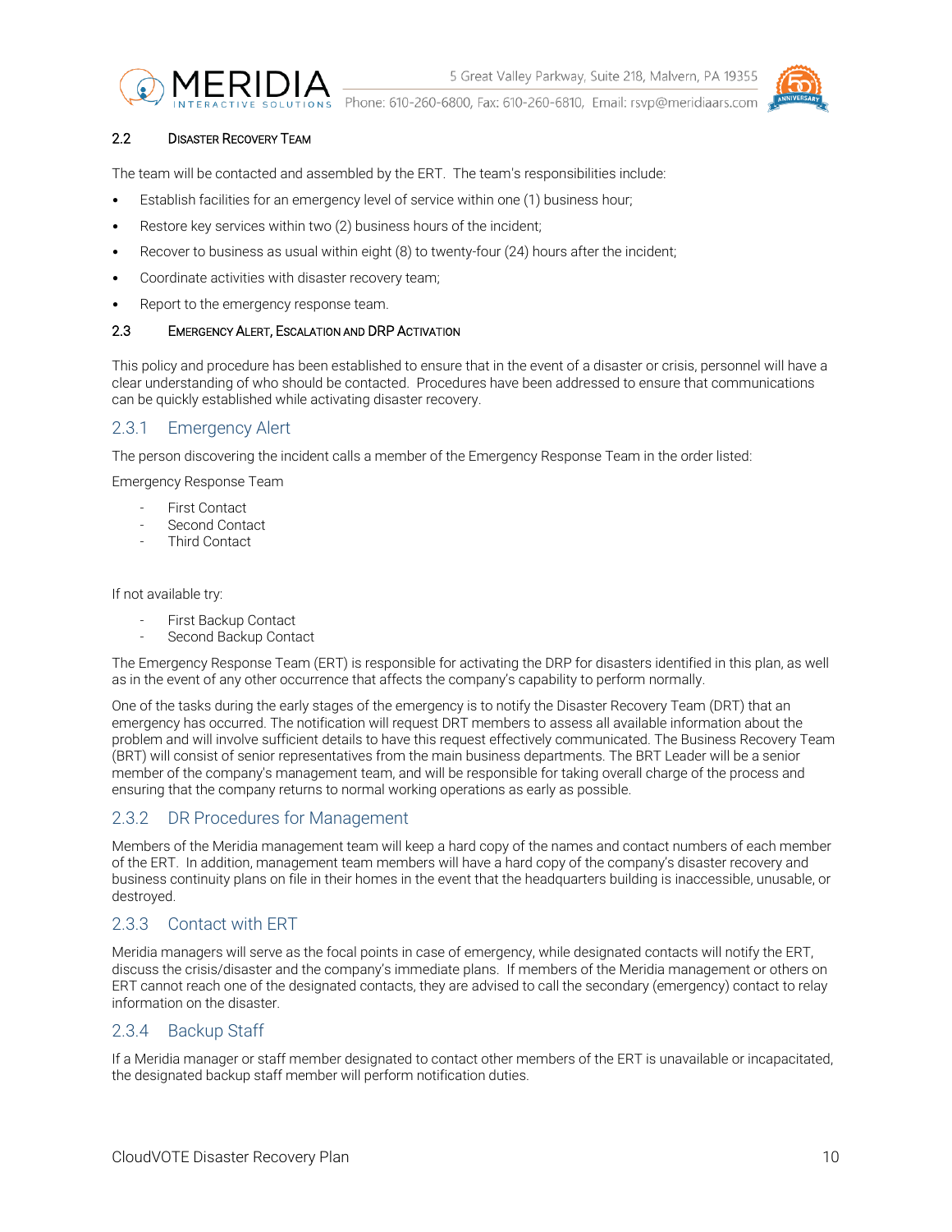### 2.2 Disaster Recovery Team

The team will be contacted and assembled by the ERT. The team's responsibilities include:

- Establish facilities for an emergency level of service within one (1) business hour;
- Restore key services within two (2) business hours of the incident;
- Recover to business as usual within eight (8) to twenty-four (24) hours after the incident;
- Coordinate activities with disaster recovery team;
- Report to the emergency response team.

### 2.3 Emergency Alert, Escalation and DRP Activation

This policy and procedure has been established to ensure that in the event of a disaster or crisis, personnel will have a clear understanding of who should be contacted. Procedures have been addressed to ensure that communications can be quickly established while activating disaster recovery.

#### 2.3.1 Emergency Alert

The person discovering the incident calls a member of the Emergency Response Team in the order listed:

Emergency Response Team

- First Contact
- Second Contact
- Third Contact

If not available try:

- First Backup Contact
- Second Backup Contact

The Emergency Response Team (ERT) is responsible for activating the DRP for disasters identified in this plan, as well as in the event of any other occurrence that affects the company's capability to perform normally.

One of the tasks during the early stages of the emergency is to notify the Disaster Recovery Team (DRT) that an emergency has occurred. The notification will request DRT members to assess all available information about the problem and will involve sufficient details to have this request effectively communicated. The Business Recovery Team (BRT) will consist of senior representatives from the main business departments. The BRT Leader will be a senior member of the company's management team, and will be responsible for taking overall charge of the process and ensuring that the company returns to normal working operations as early as possible.

#### 2.3.2 DR Procedures for Management

Members of the Meridia management team will keep a hard copy of the names and contact numbers of each member of the ERT. In addition, management team members will have a hard copy of the company's disaster recovery and business continuity plans on file in their homes in the event that the headquarters building is inaccessible, unusable, or destroyed.

#### 2.3.3 Contact with ERT

Meridia managers will serve as the focal points in case of emergency, while designated contacts will notify the ERT, discuss the crisis/disaster and the company's immediate plans. If members of the Meridia management or others on ERT cannot reach one of the designated contacts, they are advised to call the secondary (emergency) contact to relay information on the disaster.

#### 2.3.4 Backup Staff

If a Meridia manager or staff member designated to contact other members of the ERT is unavailable or incapacitated, the designated backup staff member will perform notification duties.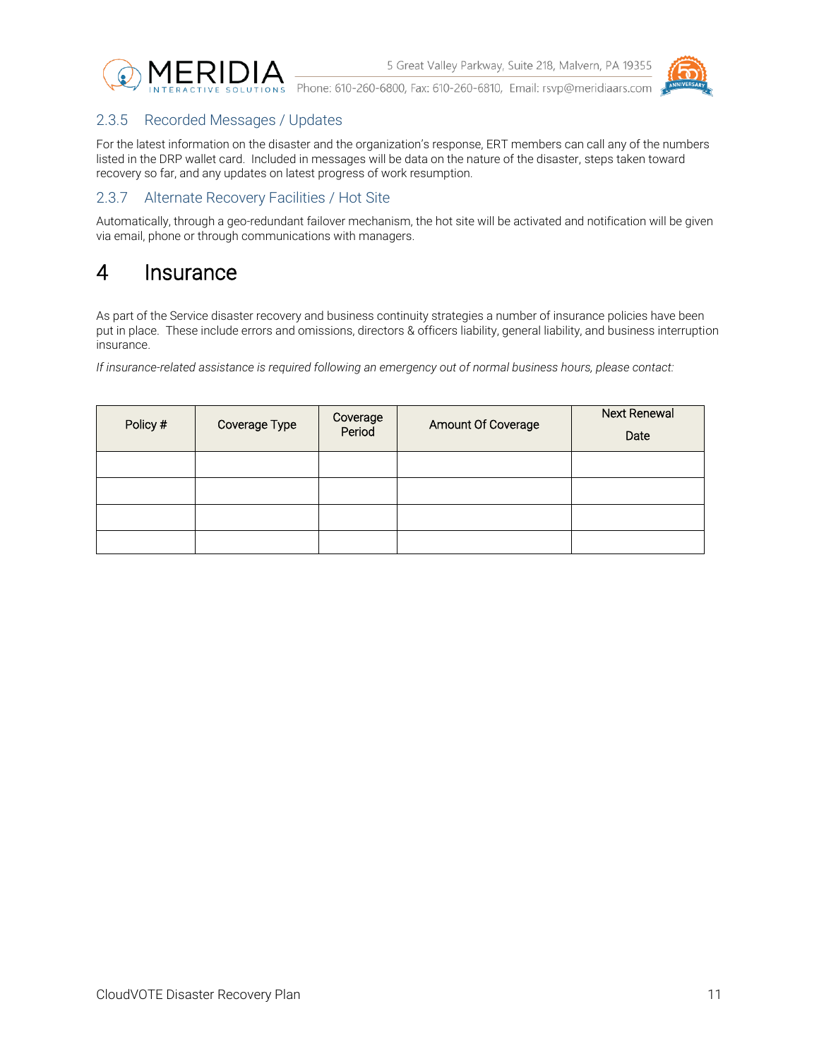### 2.3.5 Recorded Messages / Updates

For the latest information on the disaster and the organization's response, ERT members can call any of the numbers listed in the DRP wallet card. Included in messages will be data on the nature of the disaster, steps taken toward recovery so far, and any updates on latest progress of work resumption.

### 2.3.7 Alternate Recovery Facilities / Hot Site

Automatically, through a geo-redundant failover mechanism, the hot site will be activated and notification will be given via email, phone or through communications with managers.

# 4 Insurance

As part of the Service disaster recovery and business continuity strategies a number of insurance policies have been put in place. These include errors and omissions, directors & officers liability, general liability, and business interruption insurance.

*If insurance-related assistance is required following an emergency out of normal business hours, please contact:*

| Policy # | Coverage Type | Coverage Period | Amount Of Coverage | Next Renewal Date |
|---|---|---|---|---|
| | | | | |
| | | | | |
| | | | | |
| | | | | |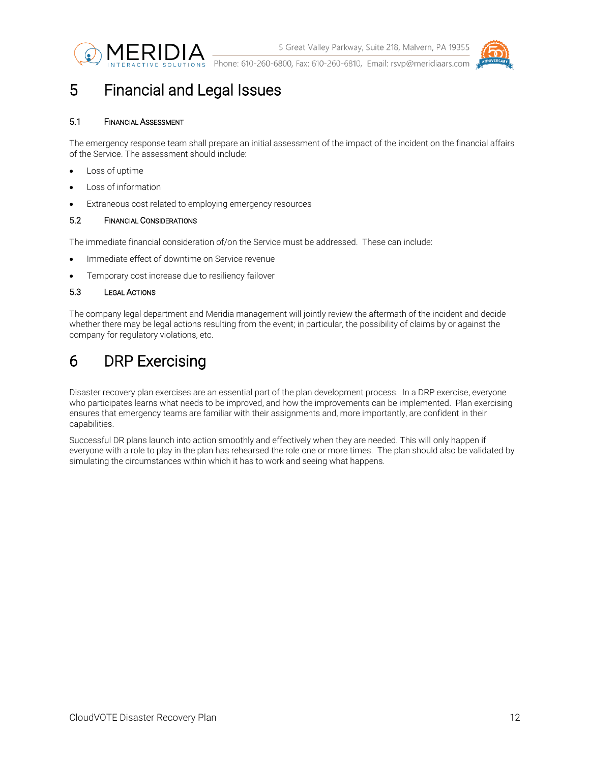# 5 Financial and Legal Issues

## 5.1 Financial Assessment

The emergency response team shall prepare an initial assessment of the impact of the incident on the financial affairs of the Service. The assessment should include:

- Loss of uptime
- Loss of information
- Extraneous cost related to employing emergency resources

## 5.2 Financial Considerations

The immediate financial consideration of/on the Service must be addressed. These can include:

- Immediate effect of downtime on Service revenue
- Temporary cost increase due to resiliency failover

## 5.3 Legal Actions

The company legal department and Meridia management will jointly review the aftermath of the incident and decide whether there may be legal actions resulting from the event; in particular, the possibility of claims by or against the company for regulatory violations, etc.

# 6 DRP Exercising

Disaster recovery plan exercises are an essential part of the plan development process. In a DRP exercise, everyone who participates learns what needs to be improved, and how the improvements can be implemented. Plan exercising ensures that emergency teams are familiar with their assignments and, more importantly, are confident in their capabilities.

Successful DR plans launch into action smoothly and effectively when they are needed. This will only happen if everyone with a role to play in the plan has rehearsed the role one or more times. The plan should also be validated by simulating the circumstances within which it has to work and seeing what happens.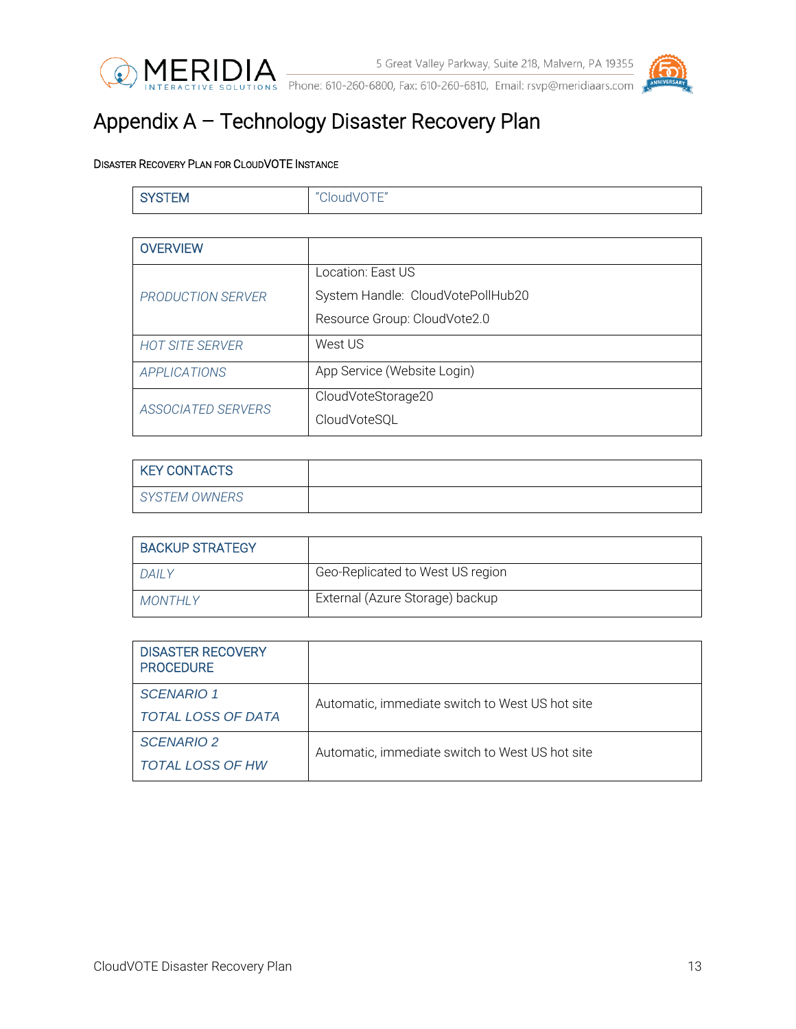# Appendix A – Technology Disaster Recovery Plan

Disaster Recovery Plan for CloudVOTE Instance

| SYSTEM | "CloudVOTE" |
|---|---|

| OVERVIEW | |
|---|---|
| *PRODUCTION SERVER* | Location: East US<br>System Handle: CloudVotePollHub20<br>Resource Group: CloudVote2.0 |
| *HOT SITE SERVER* | West US |
| *APPLICATIONS* | App Service (Website Login) |
| *ASSOCIATED SERVERS* | CloudVoteStorage20<br>CloudVoteSQL |

| KEY CONTACTS | |
|---|---|
| *SYSTEM OWNERS* | |

| BACKUP STRATEGY | |
|---|---|
| *DAILY* | Geo-Replicated to West US region |
| *MONTHLY* | External (Azure Storage) backup |

| DISASTER RECOVERY PROCEDURE | |
|---|---|
| *SCENARIO 1*<br>*TOTAL LOSS OF DATA* | Automatic, immediate switch to West US hot site |
| *SCENARIO 2*<br>*TOTAL LOSS OF HW* | Automatic, immediate switch to West US hot site |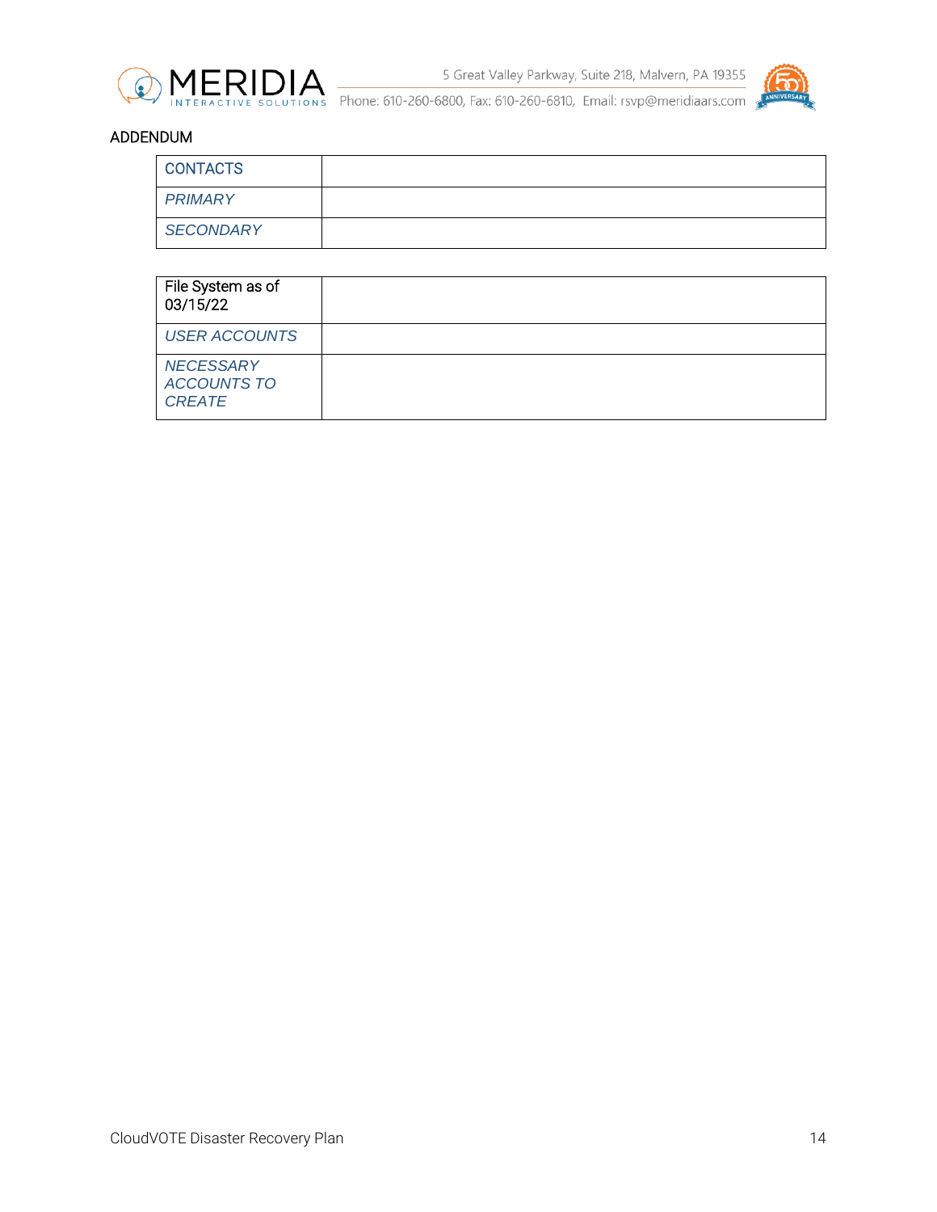ADDENDUM

| CONTACTS | |
|---|---|
| *PRIMARY* | |
| *SECONDARY* | |

| File System as of 03/15/22 | |
|---|---|
| *USER ACCOUNTS* | |
| *NECESSARY ACCOUNTS TO CREATE* | |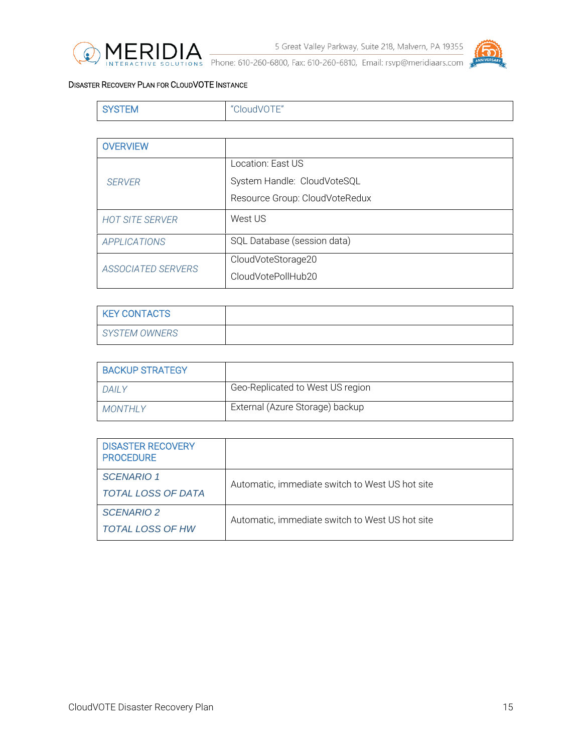Disaster Recovery Plan for CloudVOTE Instance

| SYSTEM | "CloudVOTE" |
|---|---|

| OVERVIEW | |
|---|---|
| *SERVER* | Location: East US<br>System Handle: CloudVoteSQL<br>Resource Group: CloudVoteRedux |
| *HOT SITE SERVER* | West US |
| *APPLICATIONS* | SQL Database (session data) |
| *ASSOCIATED SERVERS* | CloudVoteStorage20<br>CloudVotePollHub20 |

| KEY CONTACTS | |
|---|---|
| *SYSTEM OWNERS* | |

| BACKUP STRATEGY | |
|---|---|
| *DAILY* | Geo-Replicated to West US region |
| *MONTHLY* | External (Azure Storage) backup |

| DISASTER RECOVERY PROCEDURE | |
|---|---|
| *SCENARIO 1*<br>*TOTAL LOSS OF DATA* | Automatic, immediate switch to West US hot site |
| *SCENARIO 2*<br>*TOTAL LOSS OF HW* | Automatic, immediate switch to West US hot site |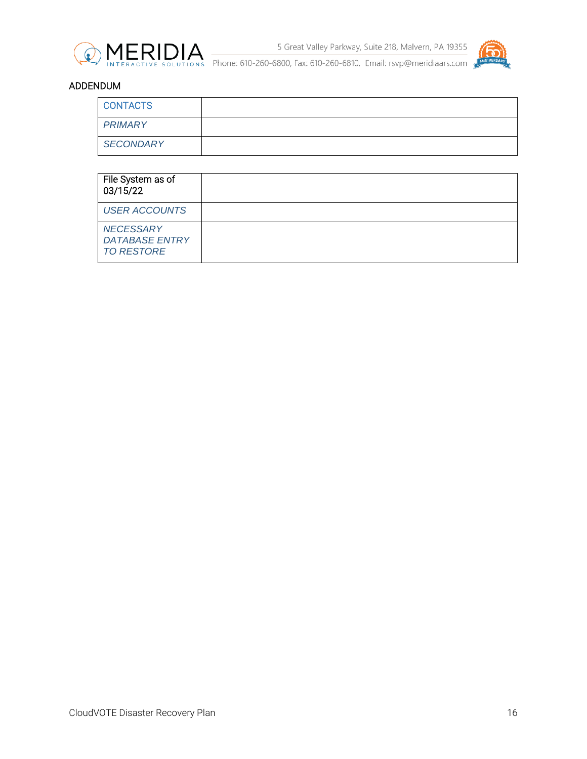ADDENDUM

| CONTACTS | |
|---|---|
| *PRIMARY* | |
| *SECONDARY* | |

| File System as of 03/15/22 | |
|---|---|
| *USER ACCOUNTS* | |
| *NECESSARY DATABASE ENTRY TO RESTORE* | |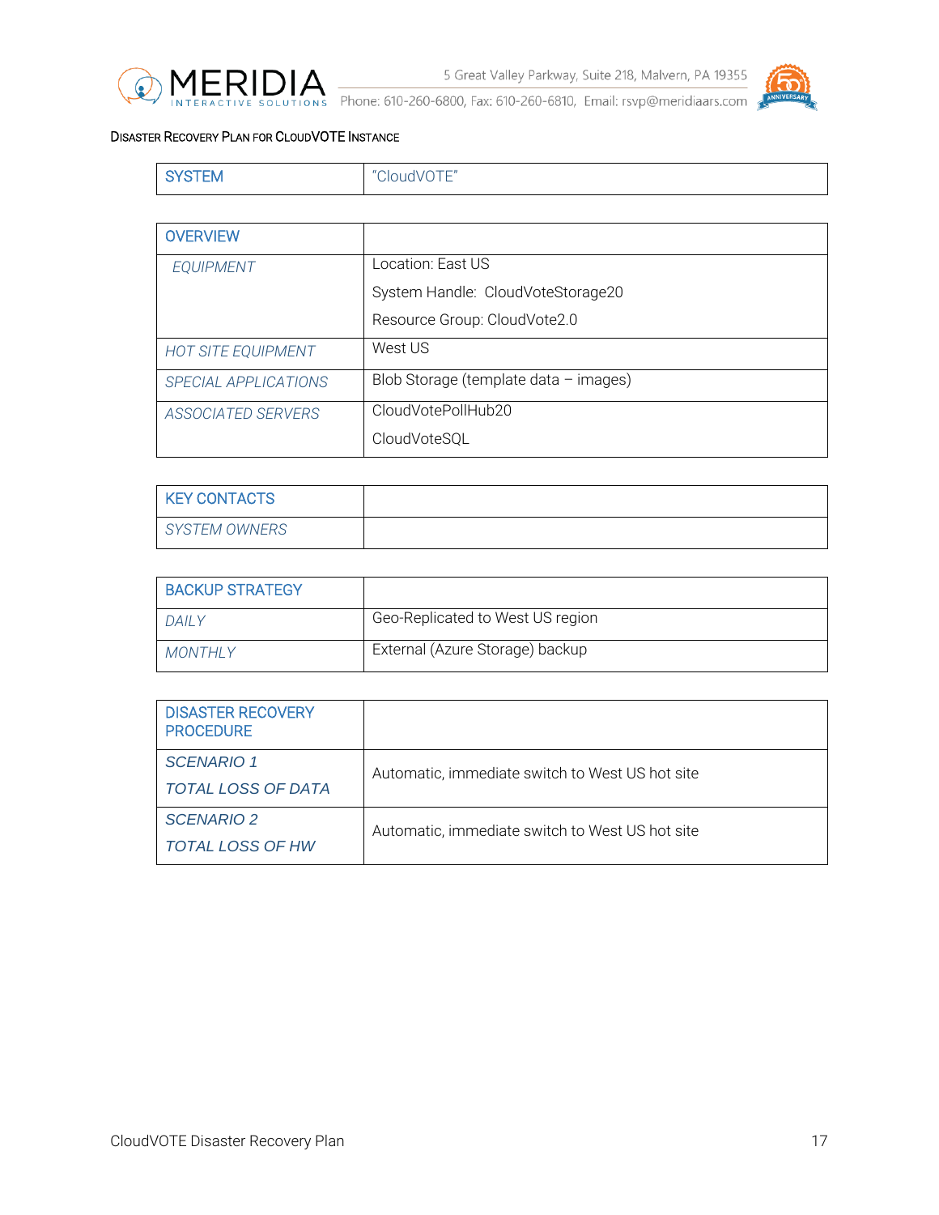DISASTER RECOVERY PLAN FOR CLOUDVOTE INSTANCE

| SYSTEM | "CloudVOTE" |
|---|---|

| OVERVIEW | |
|---|---|
| *EQUIPMENT* | Location: East US<br>System Handle: CloudVoteStorage20<br>Resource Group: CloudVote2.0 |
| *HOT SITE EQUIPMENT* | West US |
| *SPECIAL APPLICATIONS* | Blob Storage (template data – images) |
| *ASSOCIATED SERVERS* | CloudVotePollHub20<br>CloudVoteSQL |

| KEY CONTACTS | |
|---|---|
| *SYSTEM OWNERS* | |

| BACKUP STRATEGY | |
|---|---|
| *DAILY* | Geo-Replicated to West US region |
| *MONTHLY* | External (Azure Storage) backup |

| DISASTER RECOVERY PROCEDURE | |
|---|---|
| *SCENARIO 1*<br>*TOTAL LOSS OF DATA* | Automatic, immediate switch to West US hot site |
| *SCENARIO 2*<br>*TOTAL LOSS OF HW* | Automatic, immediate switch to West US hot site |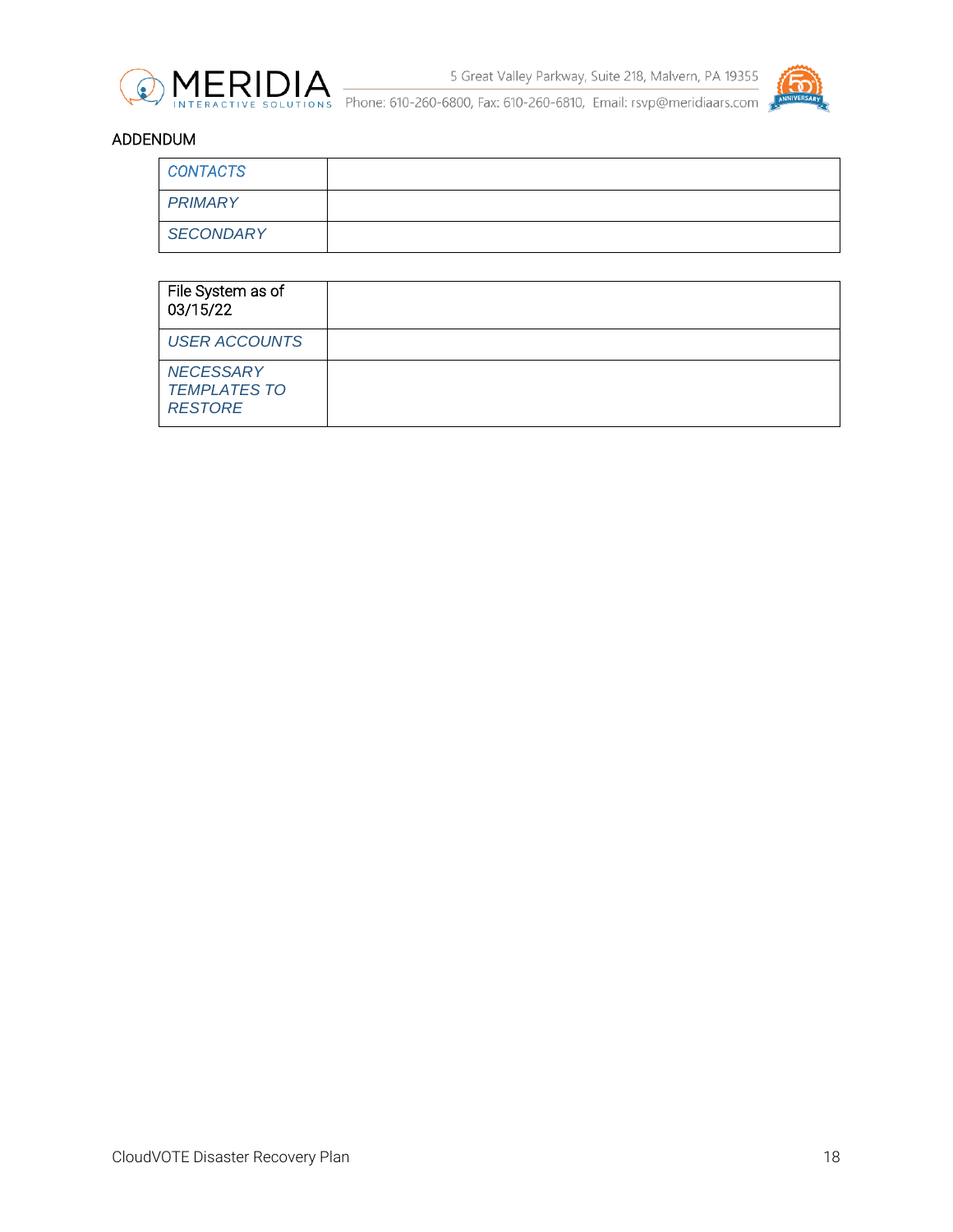ADDENDUM

| *CONTACTS* | |
|---|---|
| *PRIMARY* | |
| *SECONDARY* | |

| File System as of 03/15/22 | |
|---|---|
| *USER ACCOUNTS* | |
| *NECESSARY TEMPLATES TO RESTORE* | |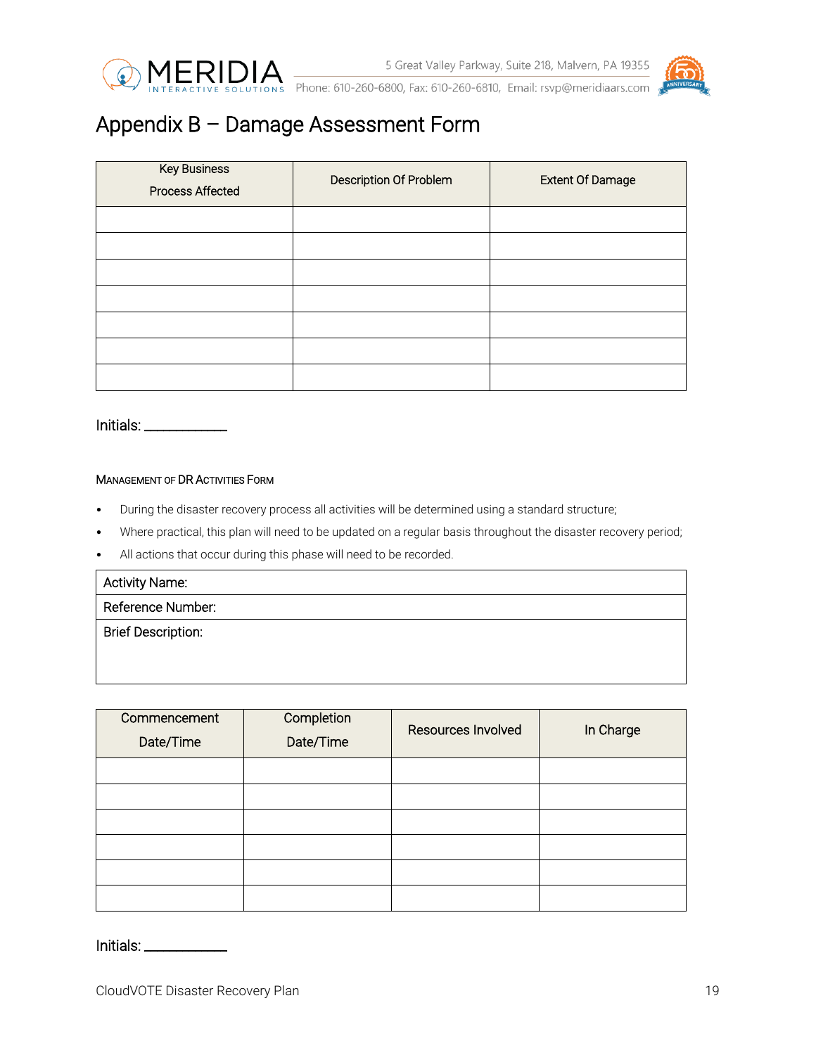# Appendix B – Damage Assessment Form

| Key Business Process Affected | Description Of Problem | Extent Of Damage |
|---|---|---|
| | | |
| | | |
| | | |
| | | |
| | | |
| | | |
| | | |

Initials: ____________

### Management of DR Activities Form

- During the disaster recovery process all activities will be determined using a standard structure;
- Where practical, this plan will need to be updated on a regular basis throughout the disaster recovery period;
- All actions that occur during this phase will need to be recorded.

| Activity Name: |
|---|
| Reference Number: |
| Brief Description: |

| Commencement Date/Time | Completion Date/Time | Resources Involved | In Charge |
|---|---|---|---|
| | | | |
| | | | |
| | | | |
| | | | |
| | | | |
| | | | |

Initials: ____________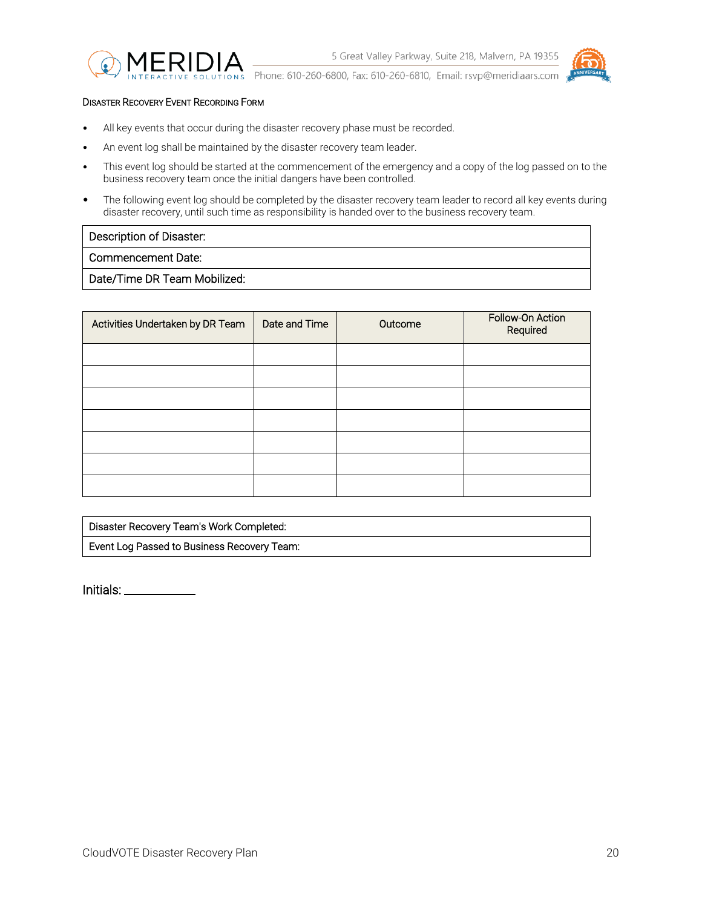## Disaster Recovery Event Recording Form

- All key events that occur during the disaster recovery phase must be recorded.
- An event log shall be maintained by the disaster recovery team leader.
- This event log should be started at the commencement of the emergency and a copy of the log passed on to the business recovery team once the initial dangers have been controlled.
- The following event log should be completed by the disaster recovery team leader to record all key events during disaster recovery, until such time as responsibility is handed over to the business recovery team.

| Description of Disaster: |
|---|
| Commencement Date: |
| Date/Time DR Team Mobilized: |

| Activities Undertaken by DR Team | Date and Time | Outcome | Follow-On Action Required |
|---|---|---|---|
| | | | |
| | | | |
| | | | |
| | | | |
| | | | |
| | | | |
| | | | |

| Disaster Recovery Team's Work Completed: |
|---|
| Event Log Passed to Business Recovery Team: |

Initials: ____________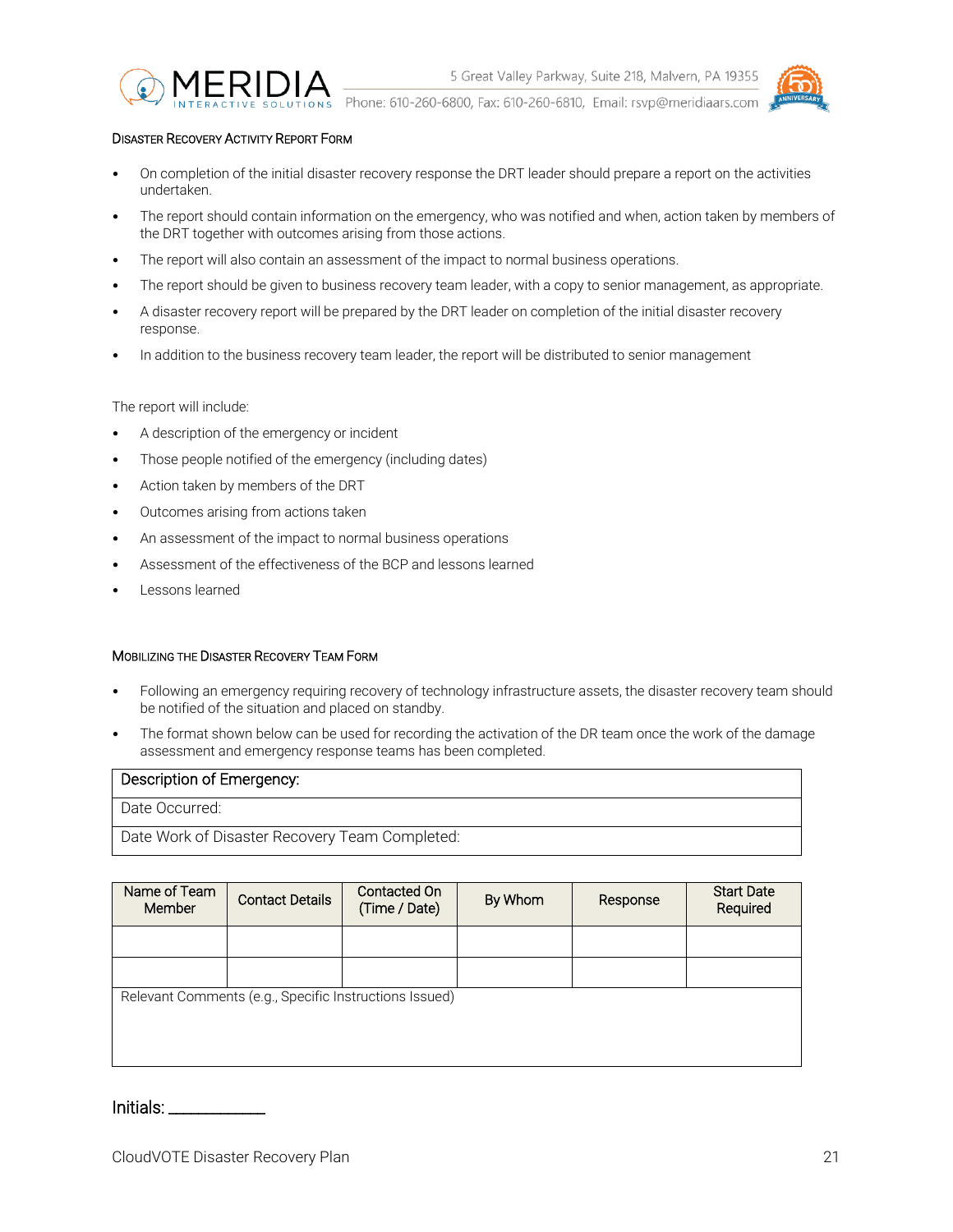### Disaster Recovery Activity Report Form

- On completion of the initial disaster recovery response the DRT leader should prepare a report on the activities undertaken.
- The report should contain information on the emergency, who was notified and when, action taken by members of the DRT together with outcomes arising from those actions.
- The report will also contain an assessment of the impact to normal business operations.
- The report should be given to business recovery team leader, with a copy to senior management, as appropriate.
- A disaster recovery report will be prepared by the DRT leader on completion of the initial disaster recovery response.
- In addition to the business recovery team leader, the report will be distributed to senior management

The report will include:

- A description of the emergency or incident
- Those people notified of the emergency (including dates)
- Action taken by members of the DRT
- Outcomes arising from actions taken
- An assessment of the impact to normal business operations
- Assessment of the effectiveness of the BCP and lessons learned
- Lessons learned

### Mobilizing the Disaster Recovery Team Form

- Following an emergency requiring recovery of technology infrastructure assets, the disaster recovery team should be notified of the situation and placed on standby.
- The format shown below can be used for recording the activation of the DR team once the work of the damage assessment and emergency response teams has been completed.

| Description of Emergency: |
|---|
| Date Occurred: |
| Date Work of Disaster Recovery Team Completed: |

| Name of Team Member | Contact Details | Contacted On (Time / Date) | By Whom | Response | Start Date Required |
|---|---|---|---|---|---|
| | | | | | |
| | | | | | |
| Relevant Comments (e.g., Specific Instructions Issued) | | | | | |

Initials: ___________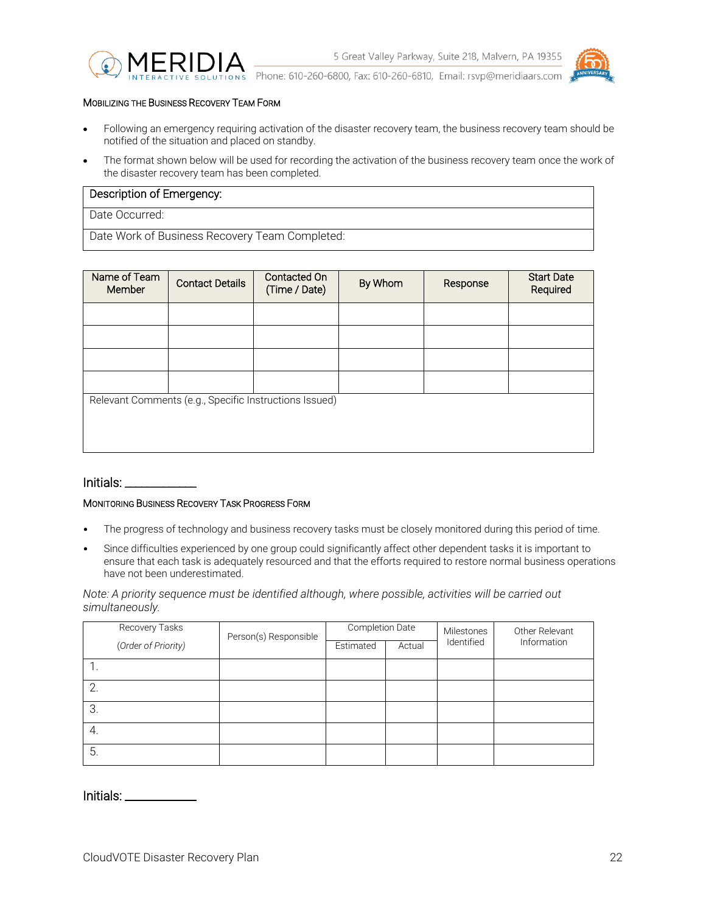### Mobilizing the Business Recovery Team Form

- Following an emergency requiring activation of the disaster recovery team, the business recovery team should be notified of the situation and placed on standby.
- The format shown below will be used for recording the activation of the business recovery team once the work of the disaster recovery team has been completed.

| Description of Emergency: |
|---|
| Date Occurred: |
| Date Work of Business Recovery Team Completed: |

| Name of Team Member | Contact Details | Contacted On (Time / Date) | By Whom | Response | Start Date Required |
|---|---|---|---|---|---|
| | | | | | |
| | | | | | |
| | | | | | |
| | | | | | |
| Relevant Comments (e.g., Specific Instructions Issued) | | | | | |

Initials: ___________

### Monitoring Business Recovery Task Progress Form

- The progress of technology and business recovery tasks must be closely monitored during this period of time.
- Since difficulties experienced by one group could significantly affect other dependent tasks it is important to ensure that each task is adequately resourced and that the efforts required to restore normal business operations have not been underestimated.

*Note: A priority sequence must be identified although, where possible, activities will be carried out simultaneously.*

| Recovery Tasks (*Order of Priority*) | Person(s) Responsible | Completion Date | | Milestones Identified | Other Relevant Information |
|---|---|---|---|---|---|
| | | Estimated | Actual | | |
| 1. | | | | | |
| 2. | | | | | |
| 3. | | | | | |
| 4. | | | | | |
| 5. | | | | | |

Initials: ___________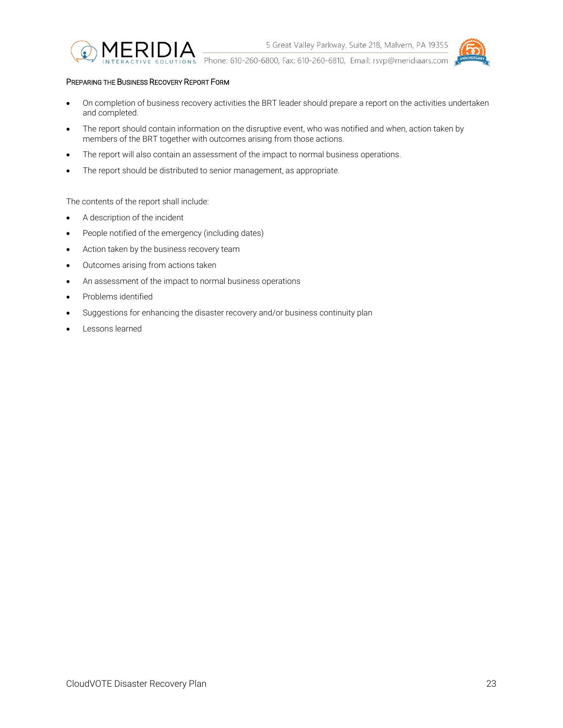#### PREPARING THE BUSINESS RECOVERY REPORT FORM

- On completion of business recovery activities the BRT leader should prepare a report on the activities undertaken and completed.
- The report should contain information on the disruptive event, who was notified and when, action taken by members of the BRT together with outcomes arising from those actions.
- The report will also contain an assessment of the impact to normal business operations.
- The report should be distributed to senior management, as appropriate.

The contents of the report shall include:

- A description of the incident
- People notified of the emergency (including dates)
- Action taken by the business recovery team
- Outcomes arising from actions taken
- An assessment of the impact to normal business operations
- Problems identified
- Suggestions for enhancing the disaster recovery and/or business continuity plan
- Lessons learned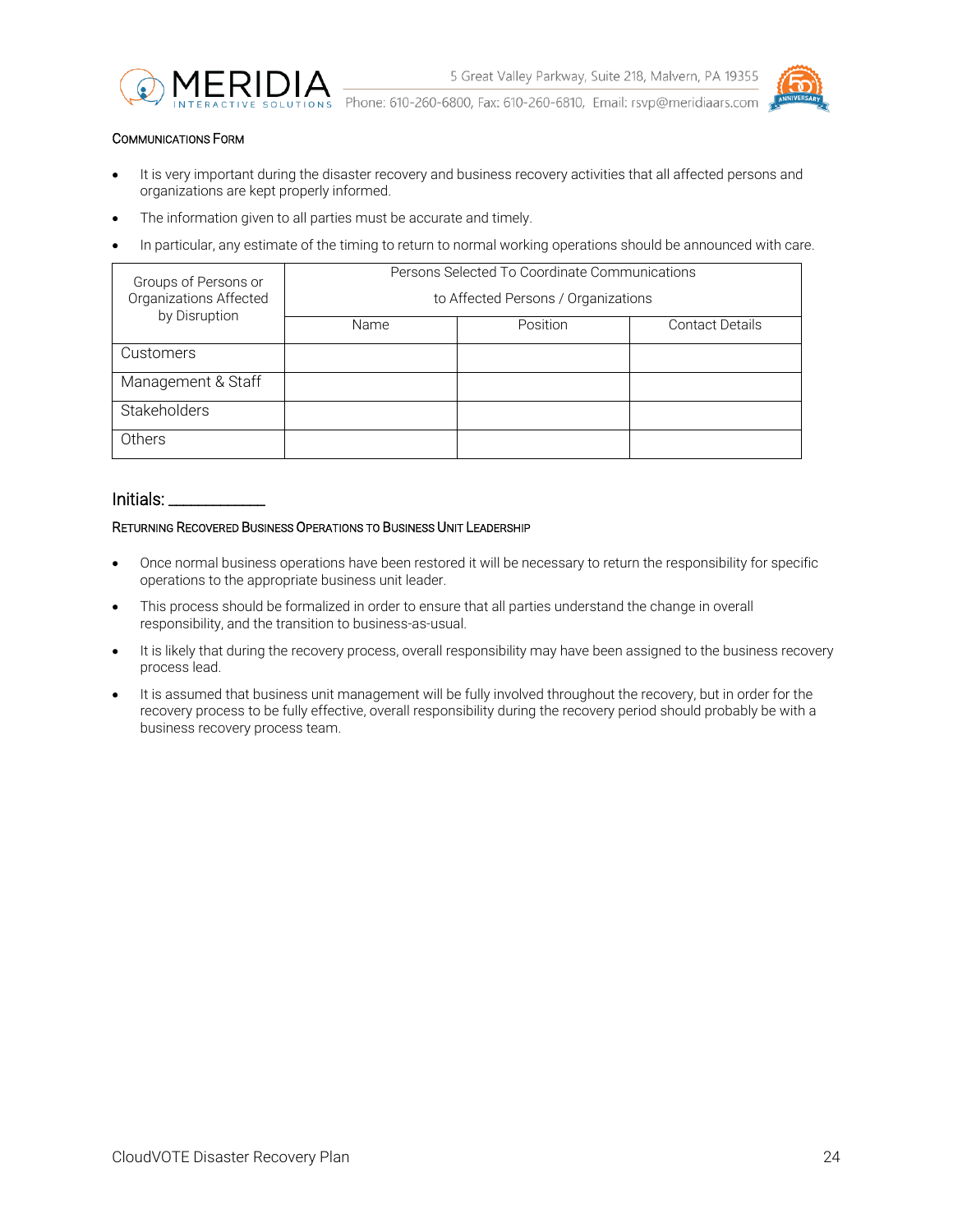### Communications Form

- It is very important during the disaster recovery and business recovery activities that all affected persons and organizations are kept properly informed.
- The information given to all parties must be accurate and timely.
- In particular, any estimate of the timing to return to normal working operations should be announced with care.

| Groups of Persons or Organizations Affected by Disruption | Persons Selected To Coordinate Communications to Affected Persons / Organizations | | |
|---|---|---|---|
| | Name | Position | Contact Details |
| Customers | | | |
| Management & Staff | | | |
| Stakeholders | | | |
| Others | | | |

Initials: ___________

### Returning Recovered Business Operations to Business Unit Leadership

- Once normal business operations have been restored it will be necessary to return the responsibility for specific operations to the appropriate business unit leader.
- This process should be formalized in order to ensure that all parties understand the change in overall responsibility, and the transition to business-as-usual.
- It is likely that during the recovery process, overall responsibility may have been assigned to the business recovery process lead.
- It is assumed that business unit management will be fully involved throughout the recovery, but in order for the recovery process to be fully effective, overall responsibility during the recovery period should probably be with a business recovery process team.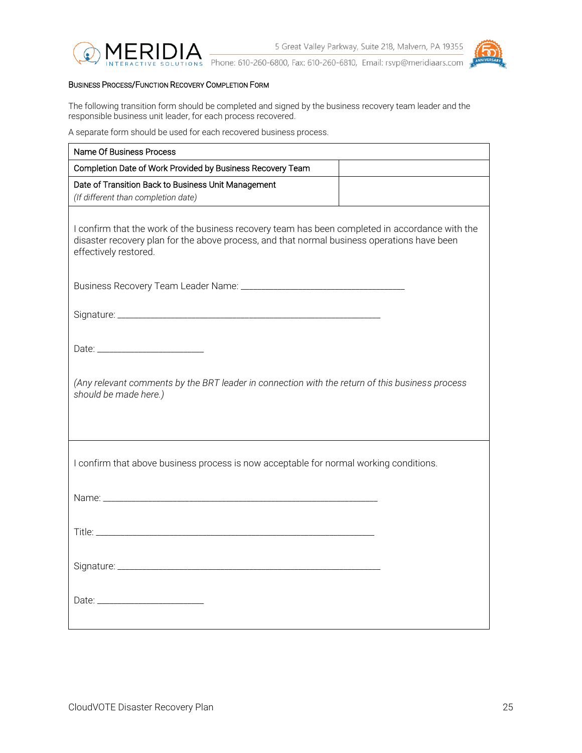BUSINESS PROCESS/FUNCTION RECOVERY COMPLETION FORM

The following transition form should be completed and signed by the business recovery team leader and the responsible business unit leader, for each process recovered.

A separate form should be used for each recovered business process.

| Name Of Business Process | |
|---|---|
| Completion Date of Work Provided by Business Recovery Team | |
| Date of Transition Back to Business Unit Management<br>*(If different than completion date)* | |

I confirm that the work of the business recovery team has been completed in accordance with the disaster recovery plan for the above process, and that normal business operations have been effectively restored.

Business Recovery Team Leader Name: ___________________________________

Signature: ________________________________________________________

Date: _______________________

*(Any relevant comments by the BRT leader in connection with the return of this business process should be made here.)*

I confirm that above business process is now acceptable for normal working conditions.

Name: ___________________________________________________________

Title: ____________________________________________________________

Signature: ________________________________________________________

Date: _______________________